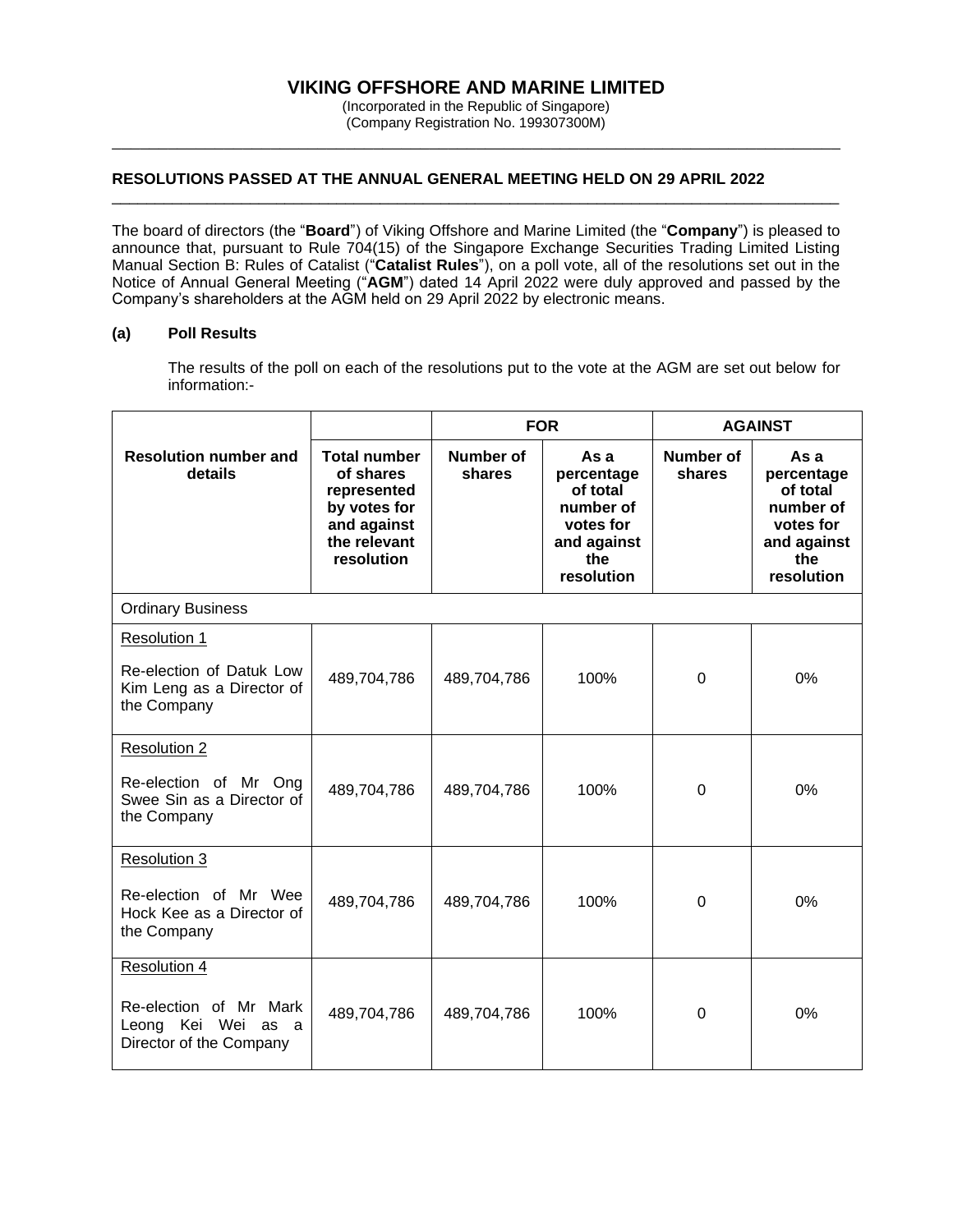# VIKING OFFSHORE AND MARINE LIMITED

(Incorporated in the Republic of Singapore)
(Company Registration No. 199307300M)

## RESOLUTIONS PASSED AT THE ANNUAL GENERAL MEETING HELD ON 29 APRIL 2022

The board of directors (the "**Board**") of Viking Offshore and Marine Limited (the "**Company**") is pleased to announce that, pursuant to Rule 704(15) of the Singapore Exchange Securities Trading Limited Listing Manual Section B: Rules of Catalist ("**Catalist Rules**"), on a poll vote, all of the resolutions set out in the Notice of Annual General Meeting ("**AGM**") dated 14 April 2022 were duly approved and passed by the Company's shareholders at the AGM held on 29 April 2022 by electronic means.

### (a) Poll Results

The results of the poll on each of the resolutions put to the vote at the AGM are set out below for information:-

| Resolution number and details | Total number of shares represented by votes for and against the relevant resolution | FOR | | AGAINST | |
|---|---|---|---|---|---|
| | | Number of shares | As a percentage of total number of votes for and against the resolution | Number of shares | As a percentage of total number of votes for and against the resolution |
| Ordinary Business | | | | | |
| Resolution 1<br><br>Re-election of Datuk Low Kim Leng as a Director of the Company | 489,704,786 | 489,704,786 | 100% | 0 | 0% |
| Resolution 2<br><br>Re-election of Mr Ong Swee Sin as a Director of the Company | 489,704,786 | 489,704,786 | 100% | 0 | 0% |
| Resolution 3<br><br>Re-election of Mr Wee Hock Kee as a Director of the Company | 489,704,786 | 489,704,786 | 100% | 0 | 0% |
| Resolution 4<br><br>Re-election of Mr Mark Leong Kei Wei as a Director of the Company | 489,704,786 | 489,704,786 | 100% | 0 | 0% |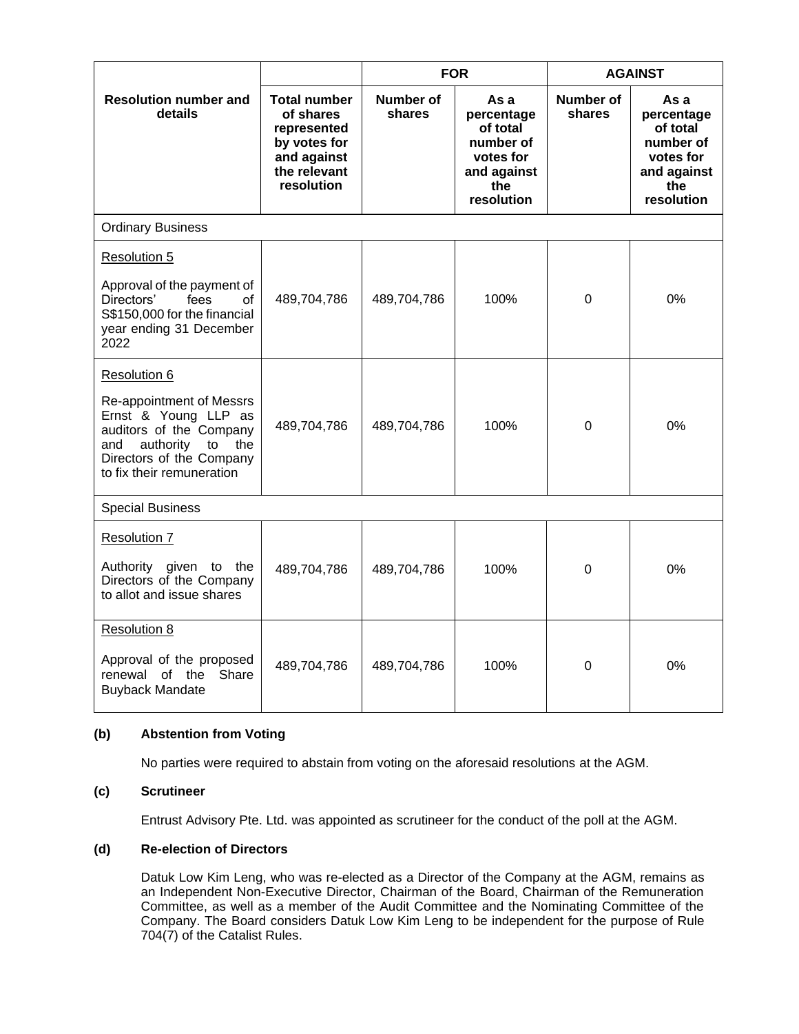| Resolution number and details | Total number of shares represented by votes for and against the relevant resolution | FOR | | AGAINST | |
|---|---|---|---|---|---|
| | | Number of shares | As a percentage of total number of votes for and against the resolution | Number of shares | As a percentage of total number of votes for and against the resolution |
| Ordinary Business | | | | | |
| Resolution 5<br><br>Approval of the payment of Directors' fees of S$150,000 for the financial year ending 31 December 2022 | 489,704,786 | 489,704,786 | 100% | 0 | 0% |
| Resolution 6<br><br>Re-appointment of Messrs Ernst & Young LLP as auditors of the Company and authority to the Directors of the Company to fix their remuneration | 489,704,786 | 489,704,786 | 100% | 0 | 0% |
| Special Business | | | | | |
| Resolution 7<br><br>Authority given to the Directors of the Company to allot and issue shares | 489,704,786 | 489,704,786 | 100% | 0 | 0% |
| Resolution 8<br><br>Approval of the proposed renewal of the Share Buyback Mandate | 489,704,786 | 489,704,786 | 100% | 0 | 0% |

**(b) Abstention from Voting**

No parties were required to abstain from voting on the aforesaid resolutions at the AGM.

**(c) Scrutineer**

Entrust Advisory Pte. Ltd. was appointed as scrutineer for the conduct of the poll at the AGM.

**(d) Re-election of Directors**

Datuk Low Kim Leng, who was re-elected as a Director of the Company at the AGM, remains as an Independent Non-Executive Director, Chairman of the Board, Chairman of the Remuneration Committee, as well as a member of the Audit Committee and the Nominating Committee of the Company. The Board considers Datuk Low Kim Leng to be independent for the purpose of Rule 704(7) of the Catalist Rules.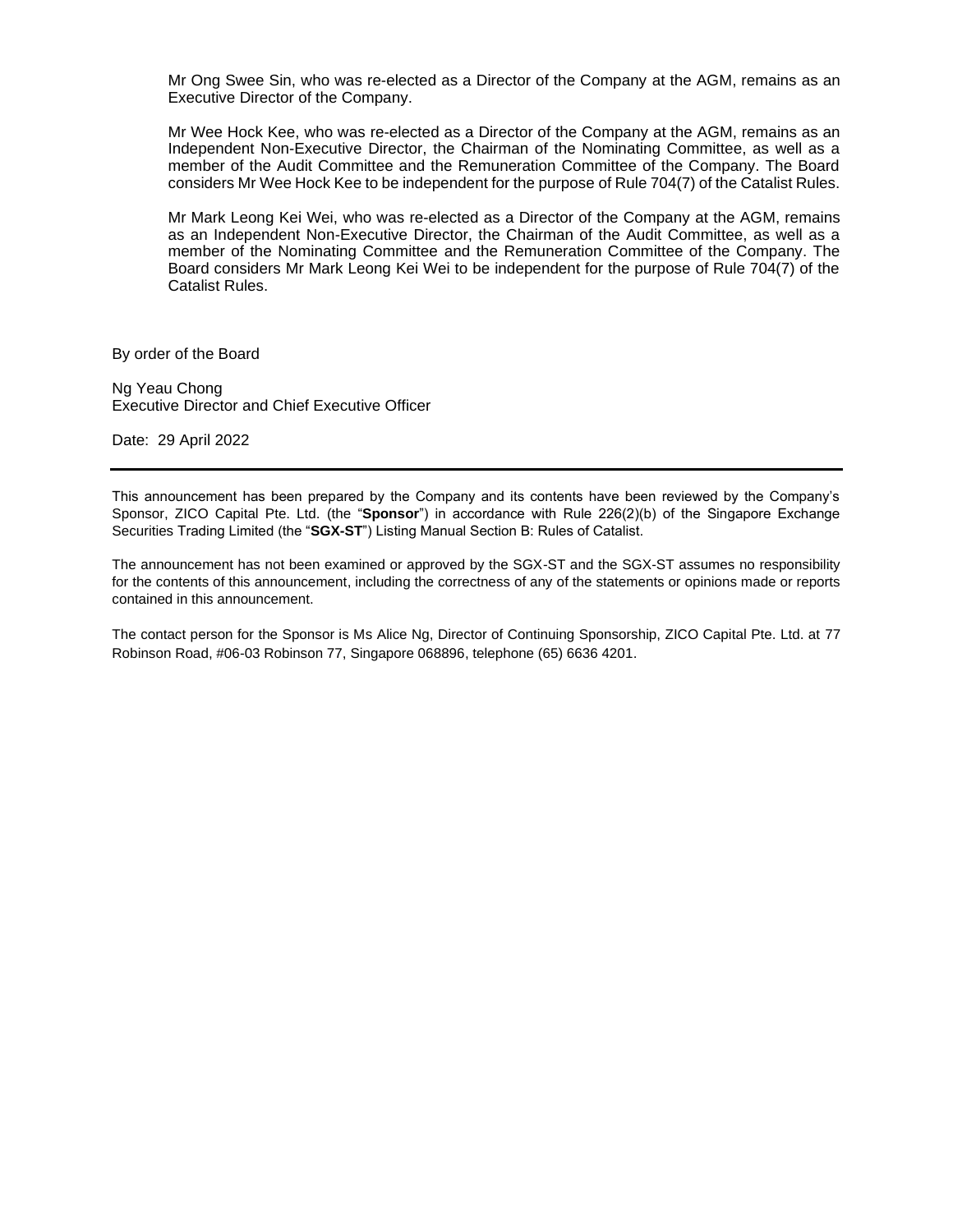Mr Ong Swee Sin, who was re-elected as a Director of the Company at the AGM, remains as an Executive Director of the Company.

Mr Wee Hock Kee, who was re-elected as a Director of the Company at the AGM, remains as an Independent Non-Executive Director, the Chairman of the Nominating Committee, as well as a member of the Audit Committee and the Remuneration Committee of the Company. The Board considers Mr Wee Hock Kee to be independent for the purpose of Rule 704(7) of the Catalist Rules.

Mr Mark Leong Kei Wei, who was re-elected as a Director of the Company at the AGM, remains as an Independent Non-Executive Director, the Chairman of the Audit Committee, as well as a member of the Nominating Committee and the Remuneration Committee of the Company. The Board considers Mr Mark Leong Kei Wei to be independent for the purpose of Rule 704(7) of the Catalist Rules.

By order of the Board

Ng Yeau Chong
Executive Director and Chief Executive Officer

Date: 29 April 2022

---

This announcement has been prepared by the Company and its contents have been reviewed by the Company's Sponsor, ZICO Capital Pte. Ltd. (the "**Sponsor**") in accordance with Rule 226(2)(b) of the Singapore Exchange Securities Trading Limited (the "**SGX-ST**") Listing Manual Section B: Rules of Catalist.

The announcement has not been examined or approved by the SGX-ST and the SGX-ST assumes no responsibility for the contents of this announcement, including the correctness of any of the statements or opinions made or reports contained in this announcement.

The contact person for the Sponsor is Ms Alice Ng, Director of Continuing Sponsorship, ZICO Capital Pte. Ltd. at 77 Robinson Road, #06-03 Robinson 77, Singapore 068896, telephone (65) 6636 4201.